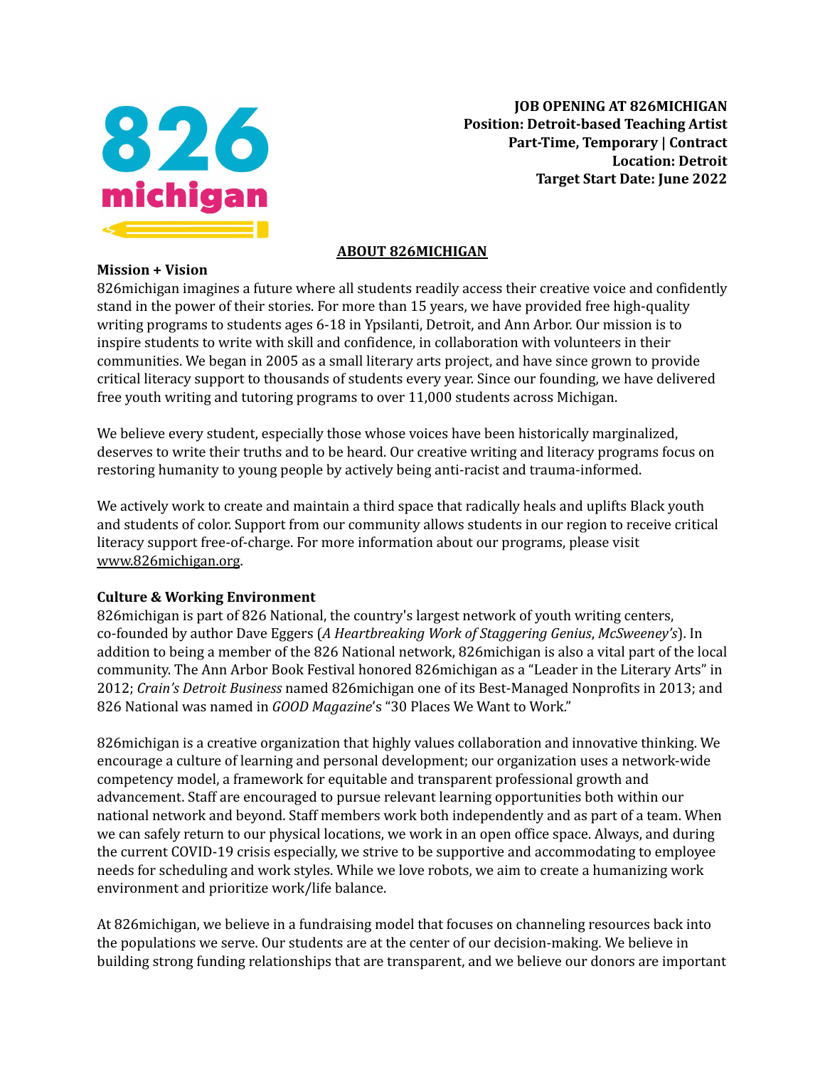**JOB OPENING AT 826MICHIGAN**
**Position: Detroit-based Teaching Artist**
**Part-Time, Temporary | Contract**
**Location: Detroit**
**Target Start Date: June 2022**

## ABOUT 826MICHIGAN

### Mission + Vision

826michigan imagines a future where all students readily access their creative voice and confidently stand in the power of their stories. For more than 15 years, we have provided free high-quality writing programs to students ages 6-18 in Ypsilanti, Detroit, and Ann Arbor. Our mission is to inspire students to write with skill and confidence, in collaboration with volunteers in their communities. We began in 2005 as a small literary arts project, and have since grown to provide critical literacy support to thousands of students every year. Since our founding, we have delivered free youth writing and tutoring programs to over 11,000 students across Michigan.

We believe every student, especially those whose voices have been historically marginalized, deserves to write their truths and to be heard. Our creative writing and literacy programs focus on restoring humanity to young people by actively being anti-racist and trauma-informed.

We actively work to create and maintain a third space that radically heals and uplifts Black youth and students of color. Support from our community allows students in our region to receive critical literacy support free-of-charge. For more information about our programs, please visit www.826michigan.org.

### Culture & Working Environment

826michigan is part of 826 National, the country's largest network of youth writing centers, co-founded by author Dave Eggers (*A Heartbreaking Work of Staggering Genius*, *McSweeney's*). In addition to being a member of the 826 National network, 826michigan is also a vital part of the local community. The Ann Arbor Book Festival honored 826michigan as a "Leader in the Literary Arts" in 2012; *Crain's Detroit Business* named 826michigan one of its Best-Managed Nonprofits in 2013; and 826 National was named in *GOOD Magazine*'s "30 Places We Want to Work."

826michigan is a creative organization that highly values collaboration and innovative thinking. We encourage a culture of learning and personal development; our organization uses a network-wide competency model, a framework for equitable and transparent professional growth and advancement. Staff are encouraged to pursue relevant learning opportunities both within our national network and beyond. Staff members work both independently and as part of a team. When we can safely return to our physical locations, we work in an open office space. Always, and during the current COVID-19 crisis especially, we strive to be supportive and accommodating to employee needs for scheduling and work styles. While we love robots, we aim to create a humanizing work environment and prioritize work/life balance.

At 826michigan, we believe in a fundraising model that focuses on channeling resources back into the populations we serve. Our students are at the center of our decision-making. We believe in building strong funding relationships that are transparent, and we believe our donors are important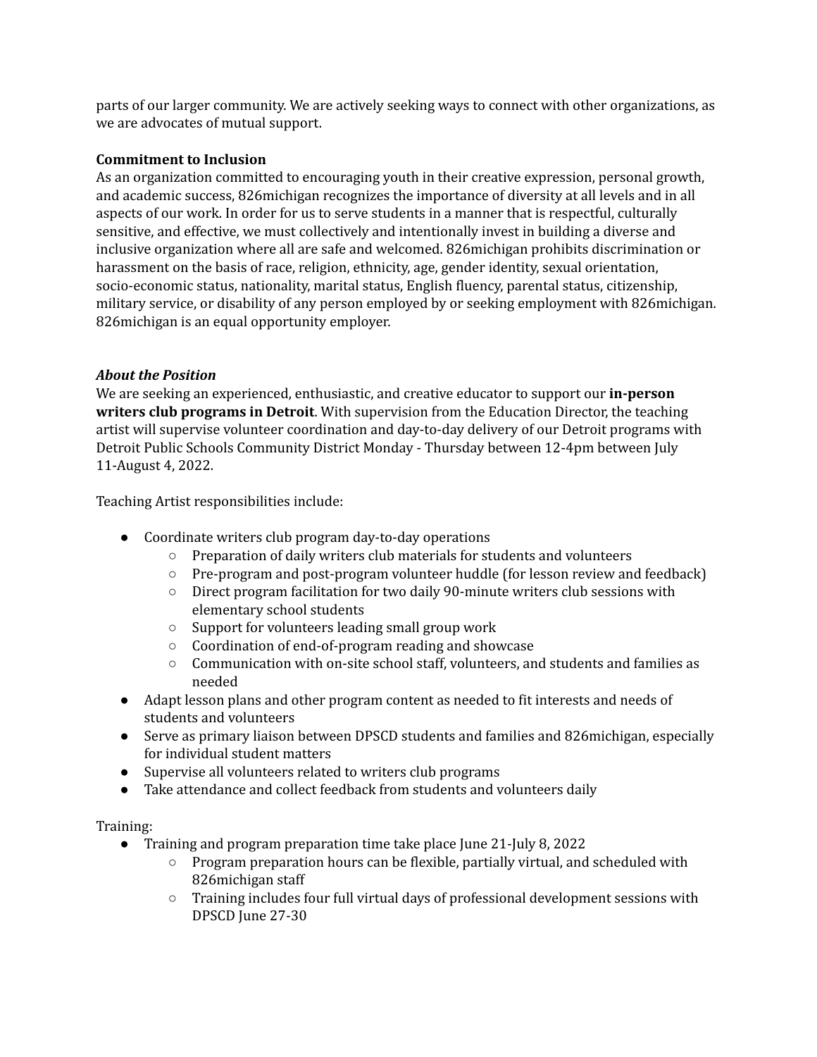parts of our larger community. We are actively seeking ways to connect with other organizations, as we are advocates of mutual support.

**Commitment to Inclusion**

As an organization committed to encouraging youth in their creative expression, personal growth, and academic success, 826michigan recognizes the importance of diversity at all levels and in all aspects of our work. In order for us to serve students in a manner that is respectful, culturally sensitive, and effective, we must collectively and intentionally invest in building a diverse and inclusive organization where all are safe and welcomed. 826michigan prohibits discrimination or harassment on the basis of race, religion, ethnicity, age, gender identity, sexual orientation, socio-economic status, nationality, marital status, English fluency, parental status, citizenship, military service, or disability of any person employed by or seeking employment with 826michigan. 826michigan is an equal opportunity employer.

***About the Position***

We are seeking an experienced, enthusiastic, and creative educator to support our **in-person writers club programs in Detroit**. With supervision from the Education Director, the teaching artist will supervise volunteer coordination and day-to-day delivery of our Detroit programs with Detroit Public Schools Community District Monday - Thursday between 12-4pm between July 11-August 4, 2022.

Teaching Artist responsibilities include:

- Coordinate writers club program day-to-day operations
  - Preparation of daily writers club materials for students and volunteers
  - Pre-program and post-program volunteer huddle (for lesson review and feedback)
  - Direct program facilitation for two daily 90-minute writers club sessions with elementary school students
  - Support for volunteers leading small group work
  - Coordination of end-of-program reading and showcase
  - Communication with on-site school staff, volunteers, and students and families as needed
- Adapt lesson plans and other program content as needed to fit interests and needs of students and volunteers
- Serve as primary liaison between DPSCD students and families and 826michigan, especially for individual student matters
- Supervise all volunteers related to writers club programs
- Take attendance and collect feedback from students and volunteers daily

Training:

- Training and program preparation time take place June 21-July 8, 2022
  - Program preparation hours can be flexible, partially virtual, and scheduled with 826michigan staff
  - Training includes four full virtual days of professional development sessions with DPSCD June 27-30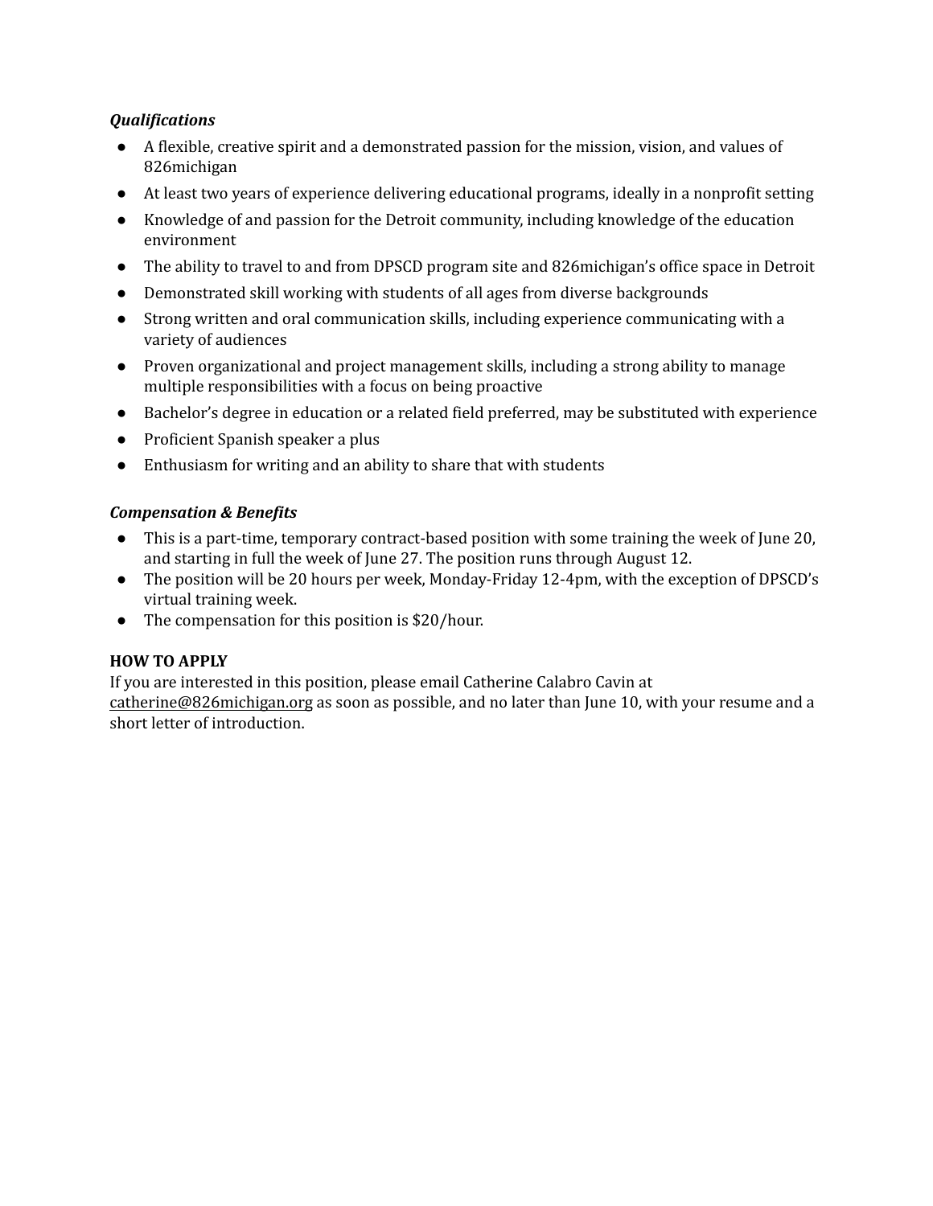***Qualifications***

- A flexible, creative spirit and a demonstrated passion for the mission, vision, and values of 826michigan
- At least two years of experience delivering educational programs, ideally in a nonprofit setting
- Knowledge of and passion for the Detroit community, including knowledge of the education environment
- The ability to travel to and from DPSCD program site and 826michigan's office space in Detroit
- Demonstrated skill working with students of all ages from diverse backgrounds
- Strong written and oral communication skills, including experience communicating with a variety of audiences
- Proven organizational and project management skills, including a strong ability to manage multiple responsibilities with a focus on being proactive
- Bachelor's degree in education or a related field preferred, may be substituted with experience
- Proficient Spanish speaker a plus
- Enthusiasm for writing and an ability to share that with students

***Compensation & Benefits***

- This is a part-time, temporary contract-based position with some training the week of June 20, and starting in full the week of June 27. The position runs through August 12.
- The position will be 20 hours per week, Monday-Friday 12-4pm, with the exception of DPSCD's virtual training week.
- The compensation for this position is $20/hour.

**HOW TO APPLY**

If you are interested in this position, please email Catherine Calabro Cavin at catherine@826michigan.org as soon as possible, and no later than June 10, with your resume and a short letter of introduction.